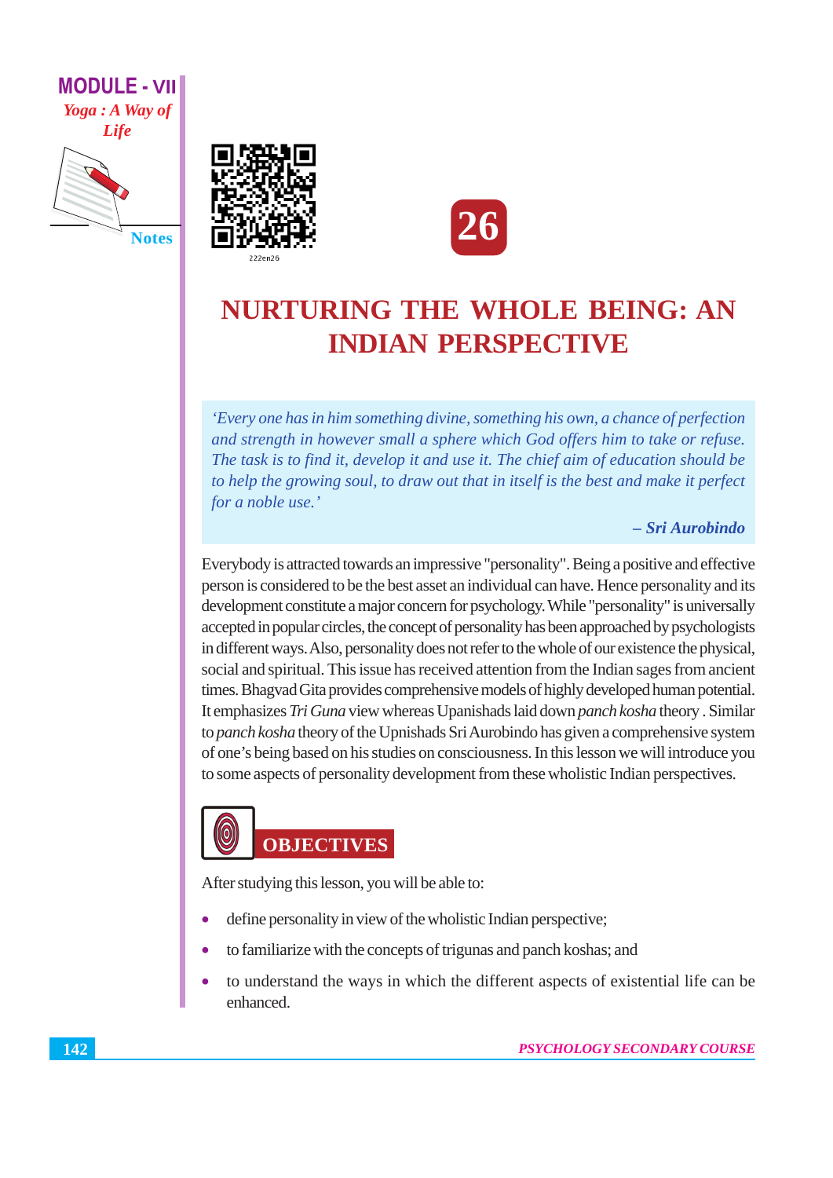# 26

# NURTURING THE WHOLE BEING: AN INDIAN PERSPECTIVE

> *'Every one has in him something divine, something his own, a chance of perfection and strength in however small a sphere which God offers him to take or refuse. The task is to find it, develop it and use it. The chief aim of education should be to help the growing soul, to draw out that in itself is the best and make it perfect for a noble use.'*
>
> **– *Sri Aurobindo***

Everybody is attracted towards an impressive "personality". Being a positive and effective person is considered to be the best asset an individual can have. Hence personality and its development constitute a major concern for psychology. While "personality" is universally accepted in popular circles, the concept of personality has been approached by psychologists in different ways. Also, personality does not refer to the whole of our existence the physical, social and spiritual. This issue has received attention from the Indian sages from ancient times. Bhagvad Gita provides comprehensive models of highly developed human potential. It emphasizes *Tri Guna* view whereas Upanishads laid down *panch kosha* theory . Similar to *panch kosha* theory of the Upnishads Sri Aurobindo has given a comprehensive system of one's being based on his studies on consciousness. In this lesson we will introduce you to some aspects of personality development from these wholistic Indian perspectives.

## OBJECTIVES

After studying this lesson, you will be able to:

- define personality in view of the wholistic Indian perspective;
- to familiarize with the concepts of trigunas and panch koshas; and
- to understand the ways in which the different aspects of existential life can be enhanced.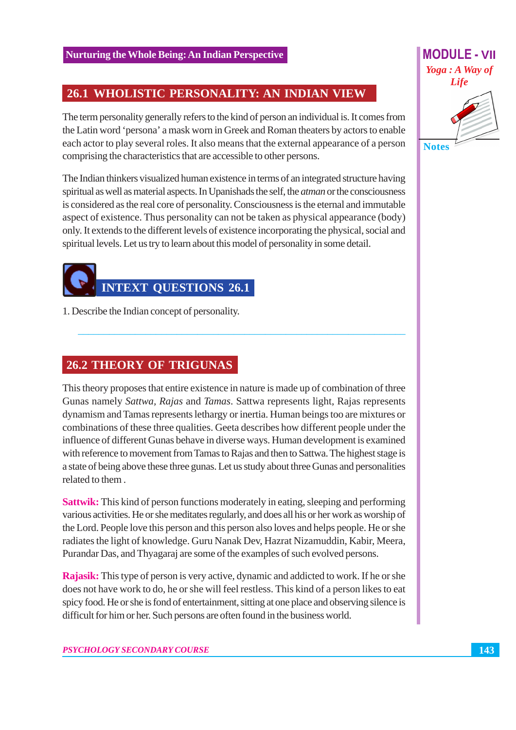## 26.1 WHOLISTIC PERSONALITY: AN INDIAN VIEW

The term personality generally refers to the kind of person an individual is. It comes from the Latin word 'persona' a mask worn in Greek and Roman theaters by actors to enable each actor to play several roles. It also means that the external appearance of a person comprising the characteristics that are accessible to other persons.

The Indian thinkers visualized human existence in terms of an integrated structure having spiritual as well as material aspects. In Upanishads the self, the *atman* or the consciousness is considered as the real core of personality. Consciousness is the eternal and immutable aspect of existence. Thus personality can not be taken as physical appearance (body) only. It extends to the different levels of existence incorporating the physical, social and spiritual levels. Let us try to learn about this model of personality in some detail.

### INTEXT QUESTIONS 26.1

1. Describe the Indian concept of personality.

---

## 26.2 THEORY OF TRIGUNAS

This theory proposes that entire existence in nature is made up of combination of three Gunas namely *Sattwa*, *Rajas* and *Tamas*. Sattwa represents light, Rajas represents dynamism and Tamas represents lethargy or inertia. Human beings too are mixtures or combinations of these three qualities. Geeta describes how different people under the influence of different Gunas behave in diverse ways. Human development is examined with reference to movement from Tamas to Rajas and then to Sattwa. The highest stage is a state of being above these three gunas. Let us study about three Gunas and personalities related to them .

**Sattwik:** This kind of person functions moderately in eating, sleeping and performing various activities. He or she meditates regularly, and does all his or her work as worship of the Lord. People love this person and this person also loves and helps people. He or she radiates the light of knowledge. Guru Nanak Dev, Hazrat Nizamuddin, Kabir, Meera, Purandar Das, and Thyagaraj are some of the examples of such evolved persons.

**Rajasik:** This type of person is very active, dynamic and addicted to work. If he or she does not have work to do, he or she will feel restless. This kind of a person likes to eat spicy food. He or she is fond of entertainment, sitting at one place and observing silence is difficult for him or her. Such persons are often found in the business world.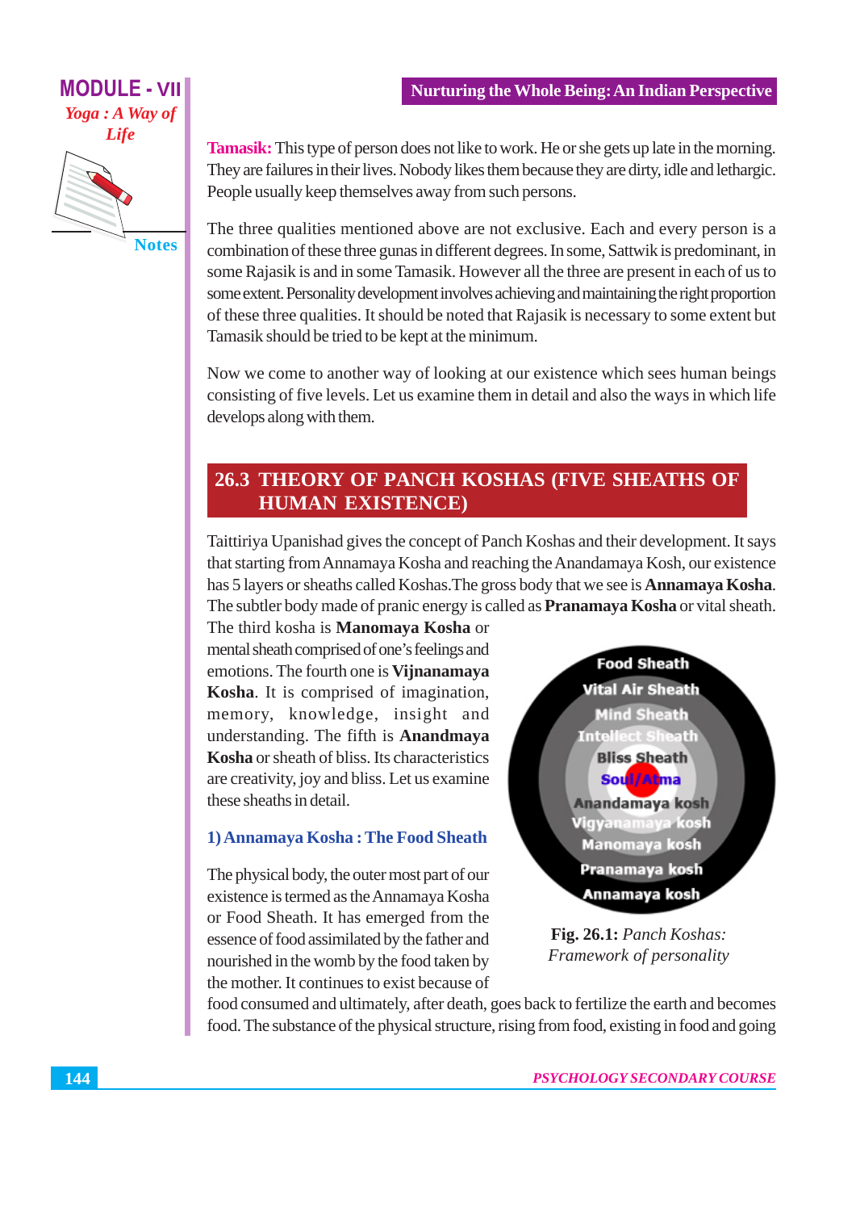**Tamasik:** This type of person does not like to work. He or she gets up late in the morning. They are failures in their lives. Nobody likes them because they are dirty, idle and lethargic. People usually keep themselves away from such persons.

The three qualities mentioned above are not exclusive. Each and every person is a combination of these three gunas in different degrees. In some, Sattwik is predominant, in some Rajasik is and in some Tamasik. However all the three are present in each of us to some extent. Personality development involves achieving and maintaining the right proportion of these three qualities. It should be noted that Rajasik is necessary to some extent but Tamasik should be tried to be kept at the minimum.

Now we come to another way of looking at our existence which sees human beings consisting of five levels. Let us examine them in detail and also the ways in which life develops along with them.

## 26.3 THEORY OF PANCH KOSHAS (FIVE SHEATHS OF HUMAN EXISTENCE)

Taittiriya Upanishad gives the concept of Panch Koshas and their development. It says that starting from Annamaya Kosha and reaching the Anandamaya Kosh, our existence has 5 layers or sheaths called Koshas.The gross body that we see is **Annamaya Kosha**. The subtler body made of pranic energy is called as **Pranamaya Kosha** or vital sheath. The third kosha is **Manomaya Kosha** or mental sheath comprised of one's feelings and emotions. The fourth one is **Vijnanamaya Kosha**. It is comprised of imagination, memory, knowledge, insight and understanding. The fifth is **Anandmaya Kosha** or sheath of bliss. Its characteristics are creativity, joy and bliss. Let us examine these sheaths in detail.

Food Sheath
Vital Air Sheath
Mind Sheath
Intellect Sheath
Bliss Sheath
Soul/Atma
Anandamaya kosh
Vigyanamaya kosh
Manomaya kosh
Pranamaya kosh
Annamaya kosh

**Fig. 26.1:** *Panch Koshas: Framework of personality*

### 1) Annamaya Kosha : The Food Sheath

The physical body, the outer most part of our existence is termed as the Annamaya Kosha or Food Sheath. It has emerged from the essence of food assimilated by the father and nourished in the womb by the food taken by the mother. It continues to exist because of food consumed and ultimately, after death, goes back to fertilize the earth and becomes food. The substance of the physical structure, rising from food, existing in food and going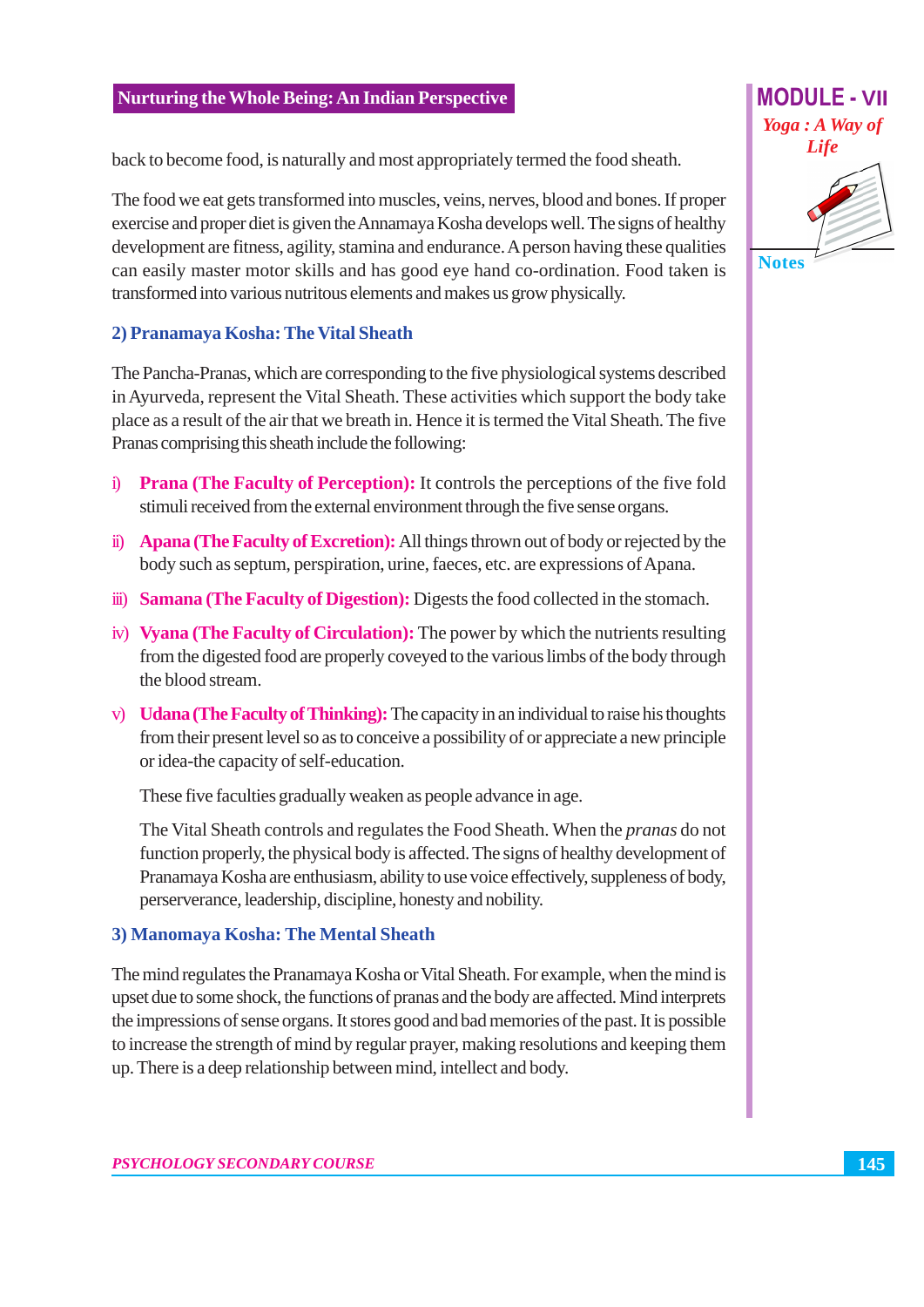back to become food, is naturally and most appropriately termed the food sheath.

The food we eat gets transformed into muscles, veins, nerves, blood and bones. If proper exercise and proper diet is given the Annamaya Kosha develops well. The signs of healthy development are fitness, agility, stamina and endurance. A person having these qualities can easily master motor skills and has good eye hand co-ordination. Food taken is transformed into various nutritous elements and makes us grow physically.

### 2) Pranamaya Kosha: The Vital Sheath

The Pancha-Pranas, which are corresponding to the five physiological systems described in Ayurveda, represent the Vital Sheath. These activities which support the body take place as a result of the air that we breath in. Hence it is termed the Vital Sheath. The five Pranas comprising this sheath include the following:

i) **Prana (The Faculty of Perception):** It controls the perceptions of the five fold stimuli received from the external environment through the five sense organs.

ii) **Apana (The Faculty of Excretion):** All things thrown out of body or rejected by the body such as septum, perspiration, urine, faeces, etc. are expressions of Apana.

iii) **Samana (The Faculty of Digestion):** Digests the food collected in the stomach.

iv) **Vyana (The Faculty of Circulation):** The power by which the nutrients resulting from the digested food are properly coveyed to the various limbs of the body through the blood stream.

v) **Udana (The Faculty of Thinking):** The capacity in an individual to raise his thoughts from their present level so as to conceive a possibility of or appreciate a new principle or idea-the capacity of self-education.

These five faculties gradually weaken as people advance in age.

The Vital Sheath controls and regulates the Food Sheath. When the *pranas* do not function properly, the physical body is affected. The signs of healthy development of Pranamaya Kosha are enthusiasm, ability to use voice effectively, suppleness of body, perserverance, leadership, discipline, honesty and nobility.

### 3) Manomaya Kosha: The Mental Sheath

The mind regulates the Pranamaya Kosha or Vital Sheath. For example, when the mind is upset due to some shock, the functions of pranas and the body are affected. Mind interprets the impressions of sense organs. It stores good and bad memories of the past. It is possible to increase the strength of mind by regular prayer, making resolutions and keeping them up. There is a deep relationship between mind, intellect and body.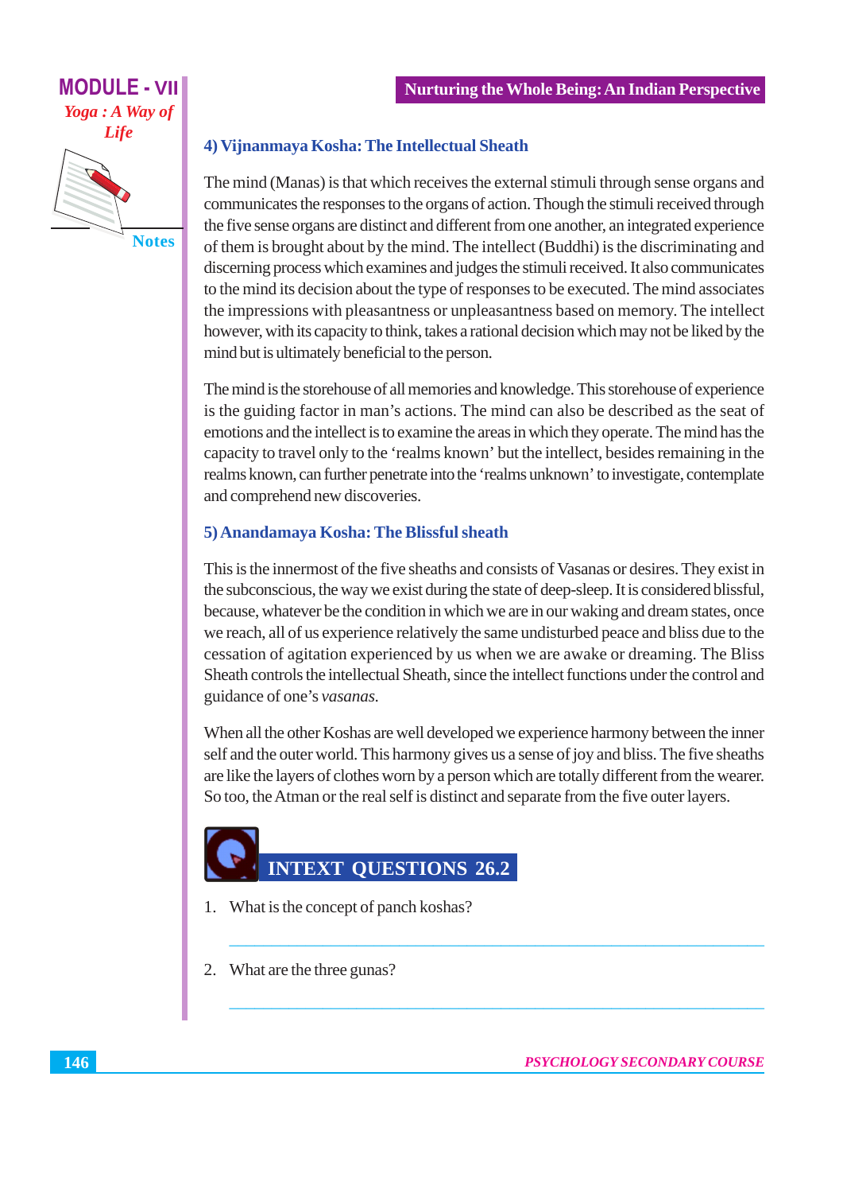### 4) Vijnanmaya Kosha: The Intellectual Sheath

The mind (Manas) is that which receives the external stimuli through sense organs and communicates the responses to the organs of action. Though the stimuli received through the five sense organs are distinct and different from one another, an integrated experience of them is brought about by the mind. The intellect (Buddhi) is the discriminating and discerning process which examines and judges the stimuli received. It also communicates to the mind its decision about the type of responses to be executed. The mind associates the impressions with pleasantness or unpleasantness based on memory. The intellect however, with its capacity to think, takes a rational decision which may not be liked by the mind but is ultimately beneficial to the person.

The mind is the storehouse of all memories and knowledge. This storehouse of experience is the guiding factor in man's actions. The mind can also be described as the seat of emotions and the intellect is to examine the areas in which they operate. The mind has the capacity to travel only to the 'realms known' but the intellect, besides remaining in the realms known, can further penetrate into the 'realms unknown' to investigate, contemplate and comprehend new discoveries.

### 5) Anandamaya Kosha: The Blissful sheath

This is the innermost of the five sheaths and consists of Vasanas or desires. They exist in the subconscious, the way we exist during the state of deep-sleep. It is considered blissful, because, whatever be the condition in which we are in our waking and dream states, once we reach, all of us experience relatively the same undisturbed peace and bliss due to the cessation of agitation experienced by us when we are awake or dreaming. The Bliss Sheath controls the intellectual Sheath, since the intellect functions under the control and guidance of one's *vasanas*.

When all the other Koshas are well developed we experience harmony between the inner self and the outer world. This harmony gives us a sense of joy and bliss. The five sheaths are like the layers of clothes worn by a person which are totally different from the wearer. So too, the Atman or the real self is distinct and separate from the five outer layers.

## INTEXT QUESTIONS 26.2

1. What is the concept of panch koshas?

______________________________________________

2. What are the three gunas?

______________________________________________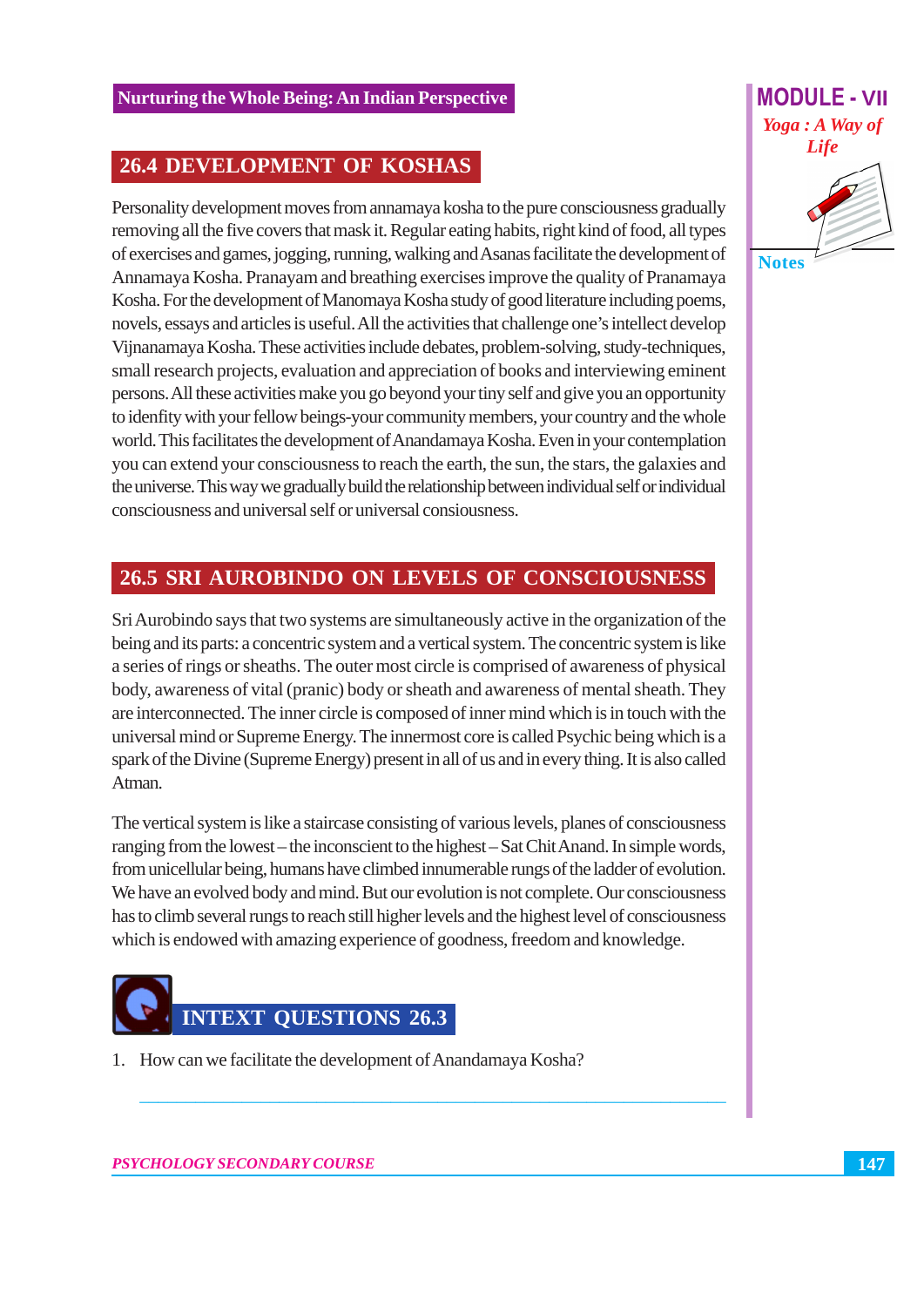## 26.4 DEVELOPMENT OF KOSHAS

Personality development moves from annamaya kosha to the pure consciousness gradually removing all the five covers that mask it. Regular eating habits, right kind of food, all types of exercises and games, jogging, running, walking and Asanas facilitate the development of Annamaya Kosha. Pranayam and breathing exercises improve the quality of Pranamaya Kosha. For the development of Manomaya Kosha study of good literature including poems, novels, essays and articles is useful. All the activities that challenge one's intellect develop Vijnanamaya Kosha. These activities include debates, problem-solving, study-techniques, small research projects, evaluation and appreciation of books and interviewing eminent persons. All these activities make you go beyond your tiny self and give you an opportunity to idenfity with your fellow beings-your community members, your country and the whole world. This facilitates the development of Anandamaya Kosha. Even in your contemplation you can extend your consciousness to reach the earth, the sun, the stars, the galaxies and the universe. This way we gradually build the relationship between individual self or individual consciousness and universal self or universal consiousness.

## 26.5 SRI AUROBINDO ON LEVELS OF CONSCIOUSNESS

Sri Aurobindo says that two systems are simultaneously active in the organization of the being and its parts: a concentric system and a vertical system. The concentric system is like a series of rings or sheaths. The outer most circle is comprised of awareness of physical body, awareness of vital (pranic) body or sheath and awareness of mental sheath. They are interconnected. The inner circle is composed of inner mind which is in touch with the universal mind or Supreme Energy. The innermost core is called Psychic being which is a spark of the Divine (Supreme Energy) present in all of us and in every thing. It is also called Atman.

The vertical system is like a staircase consisting of various levels, planes of consciousness ranging from the lowest – the inconscient to the highest – Sat Chit Anand. In simple words, from unicellular being, humans have climbed innumerable rungs of the ladder of evolution. We have an evolved body and mind. But our evolution is not complete. Our consciousness has to climb several rungs to reach still higher levels and the highest level of consciousness which is endowed with amazing experience of goodness, freedom and knowledge.

## INTEXT QUESTIONS 26.3

1. How can we facilitate the development of Anandamaya Kosha?

_______________________________________________________________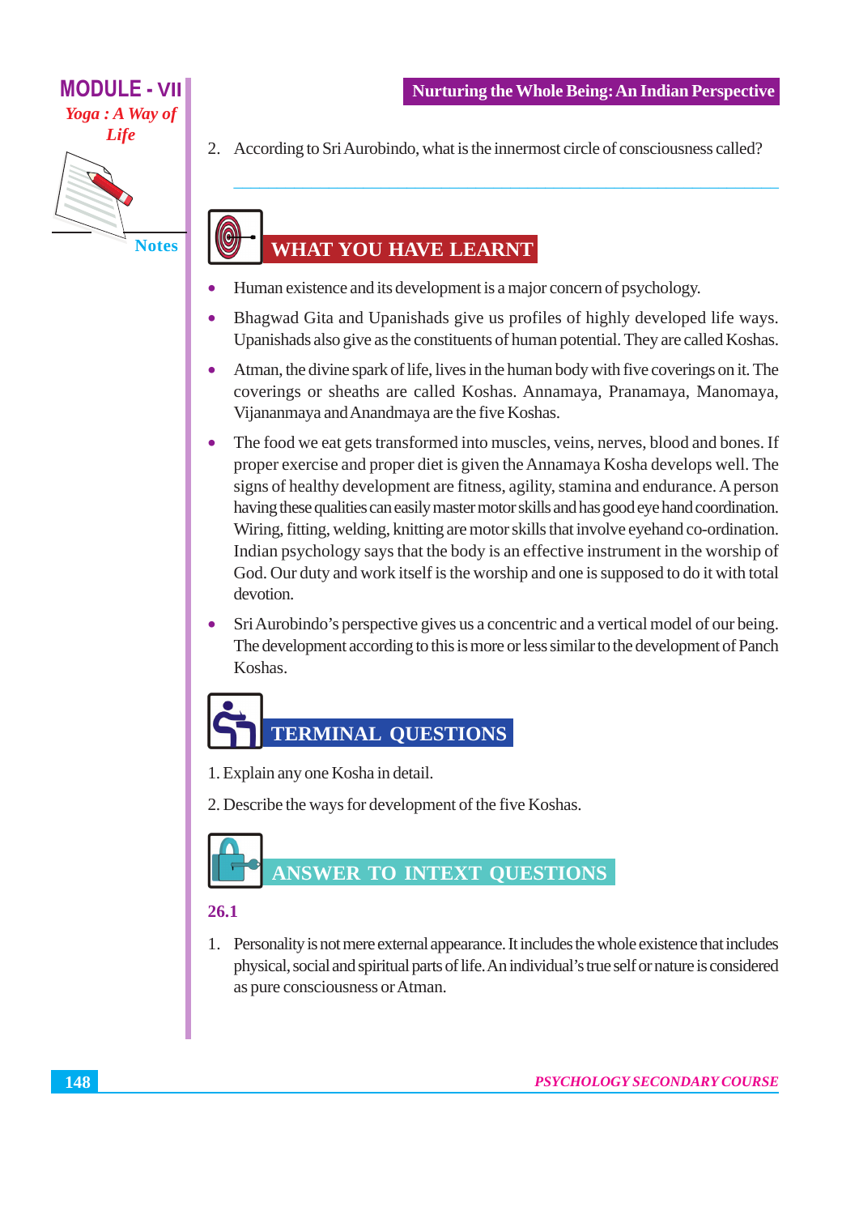2. According to Sri Aurobindo, what is the innermost circle of consciousness called?

## WHAT YOU HAVE LEARNT

- Human existence and its development is a major concern of psychology.
- Bhagwad Gita and Upanishads give us profiles of highly developed life ways. Upanishads also give as the constituents of human potential. They are called Koshas.
- Atman, the divine spark of life, lives in the human body with five coverings on it. The coverings or sheaths are called Koshas. Annamaya, Pranamaya, Manomaya, Vijananmaya and Anandmaya are the five Koshas.
- The food we eat gets transformed into muscles, veins, nerves, blood and bones. If proper exercise and proper diet is given the Annamaya Kosha develops well. The signs of healthy development are fitness, agility, stamina and endurance. A person having these qualities can easily master motor skills and has good eye hand coordination. Wiring, fitting, welding, knitting are motor skills that involve eyehand co-ordination. Indian psychology says that the body is an effective instrument in the worship of God. Our duty and work itself is the worship and one is supposed to do it with total devotion.
- Sri Aurobindo's perspective gives us a concentric and a vertical model of our being. The development according to this is more or less similar to the development of Panch Koshas.

## TERMINAL QUESTIONS

1. Explain any one Kosha in detail.

2. Describe the ways for development of the five Koshas.

## ANSWER TO INTEXT QUESTIONS

**26.1**

1. Personality is not mere external appearance. It includes the whole existence that includes physical, social and spiritual parts of life. An individual's true self or nature is considered as pure consciousness or Atman.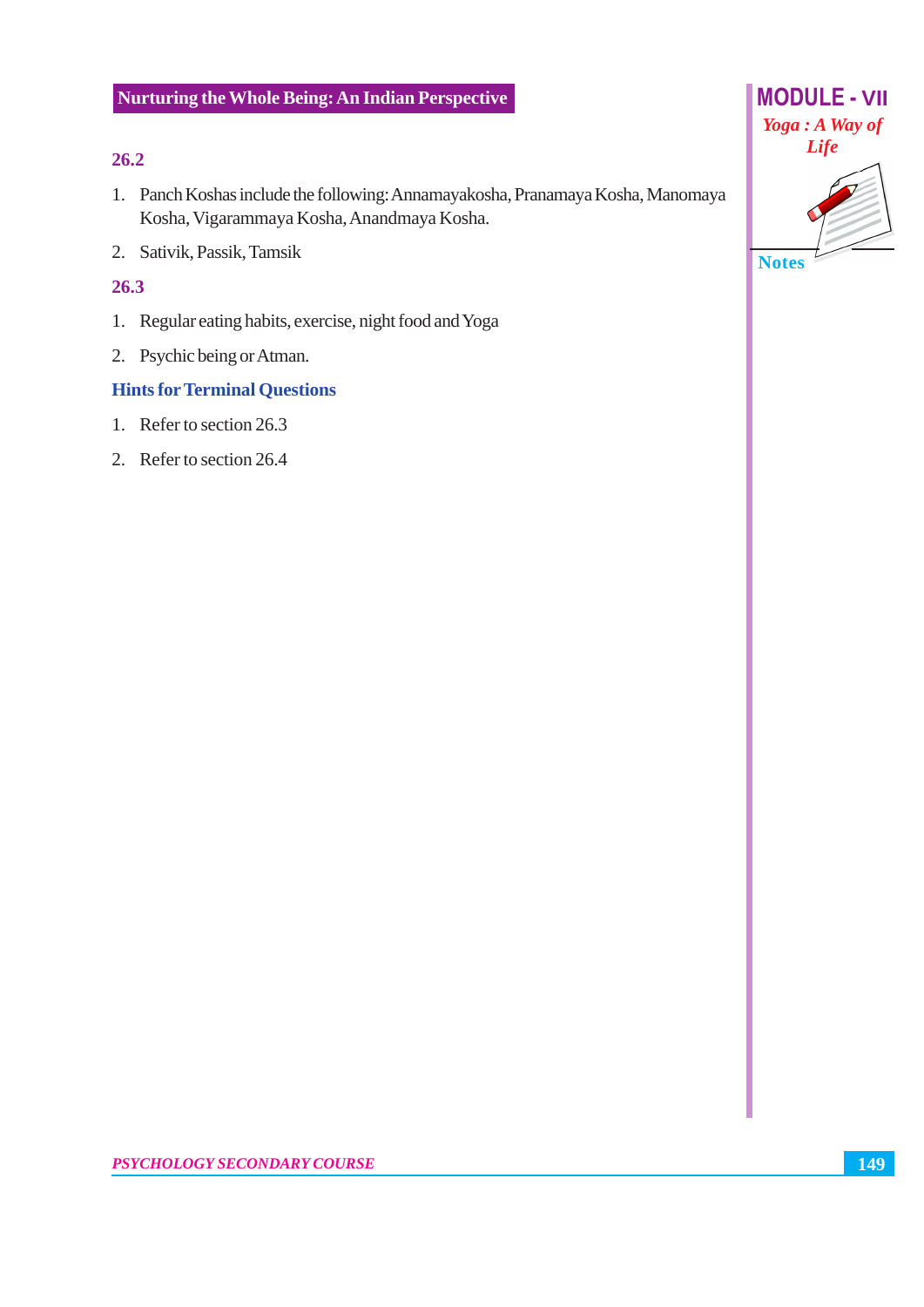## 26.2

1. Panch Koshas include the following: Annamayakosha, Pranamaya Kosha, Manomaya Kosha, Vigarammaya Kosha, Anandmaya Kosha.
2. Sativik, Passik, Tamsik

## 26.3

1. Regular eating habits, exercise, night food and Yoga
2. Psychic being or Atman.

## Hints for Terminal Questions

1. Refer to section 26.3
2. Refer to section 26.4